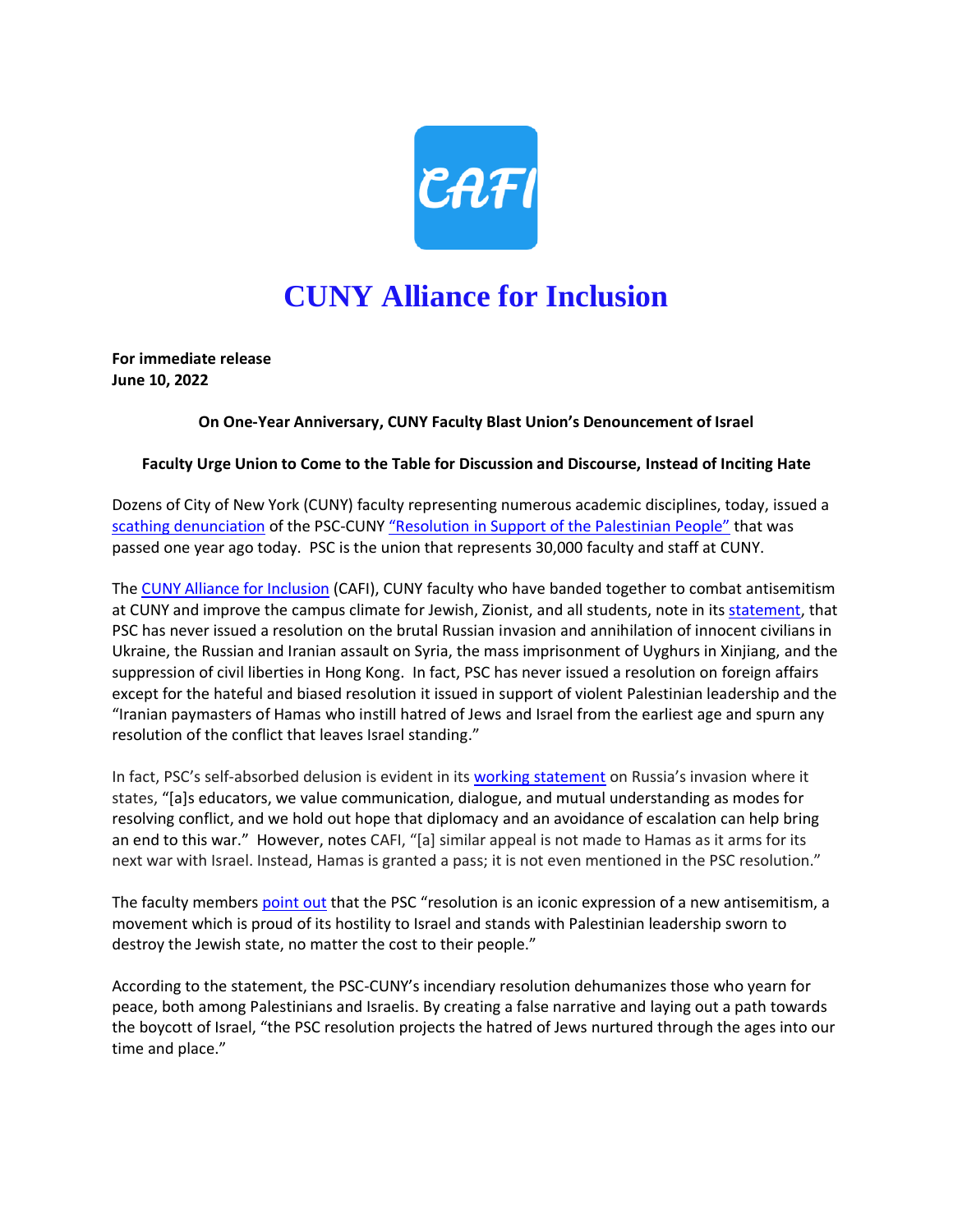CAFI

# CUNY Alliance for Inclusion

**For immediate release**
**June 10, 2022**

**On One-Year Anniversary, CUNY Faculty Blast Union's Denouncement of Israel**

**Faculty Urge Union to Come to the Table for Discussion and Discourse, Instead of Inciting Hate**

Dozens of City of New York (CUNY) faculty representing numerous academic disciplines, today, issued a scathing denunciation of the PSC-CUNY "Resolution in Support of the Palestinian People" that was passed one year ago today. PSC is the union that represents 30,000 faculty and staff at CUNY.

The CUNY Alliance for Inclusion (CAFI), CUNY faculty who have banded together to combat antisemitism at CUNY and improve the campus climate for Jewish, Zionist, and all students, note in its statement, that PSC has never issued a resolution on the brutal Russian invasion and annihilation of innocent civilians in Ukraine, the Russian and Iranian assault on Syria, the mass imprisonment of Uyghurs in Xinjiang, and the suppression of civil liberties in Hong Kong. In fact, PSC has never issued a resolution on foreign affairs except for the hateful and biased resolution it issued in support of violent Palestinian leadership and the "Iranian paymasters of Hamas who instill hatred of Jews and Israel from the earliest age and spurn any resolution of the conflict that leaves Israel standing."

In fact, PSC's self-absorbed delusion is evident in its working statement on Russia's invasion where it states, "[a]s educators, we value communication, dialogue, and mutual understanding as modes for resolving conflict, and we hold out hope that diplomacy and an avoidance of escalation can help bring an end to this war." However, notes CAFI, "[a] similar appeal is not made to Hamas as it arms for its next war with Israel. Instead, Hamas is granted a pass; it is not even mentioned in the PSC resolution."

The faculty members point out that the PSC "resolution is an iconic expression of a new antisemitism, a movement which is proud of its hostility to Israel and stands with Palestinian leadership sworn to destroy the Jewish state, no matter the cost to their people."

According to the statement, the PSC-CUNY's incendiary resolution dehumanizes those who yearn for peace, both among Palestinians and Israelis. By creating a false narrative and laying out a path towards the boycott of Israel, "the PSC resolution projects the hatred of Jews nurtured through the ages into our time and place."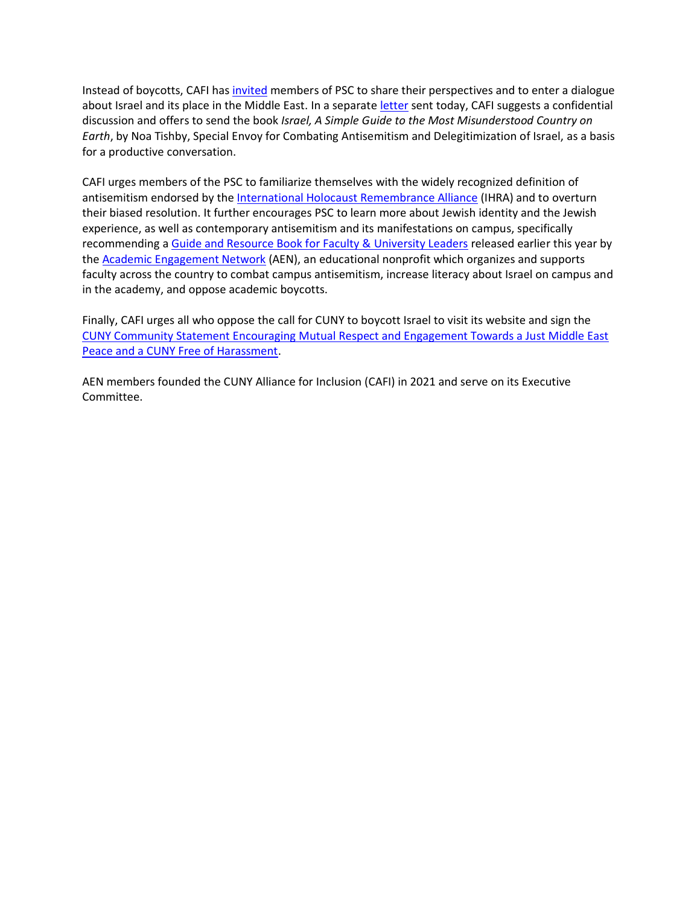Instead of boycotts, CAFI has invited members of PSC to share their perspectives and to enter a dialogue about Israel and its place in the Middle East. In a separate letter sent today, CAFI suggests a confidential discussion and offers to send the book *Israel, A Simple Guide to the Most Misunderstood Country on Earth*, by Noa Tishby, Special Envoy for Combating Antisemitism and Delegitimization of Israel, as a basis for a productive conversation.

CAFI urges members of the PSC to familiarize themselves with the widely recognized definition of antisemitism endorsed by the International Holocaust Remembrance Alliance (IHRA) and to overturn their biased resolution. It further encourages PSC to learn more about Jewish identity and the Jewish experience, as well as contemporary antisemitism and its manifestations on campus, specifically recommending a Guide and Resource Book for Faculty & University Leaders released earlier this year by the Academic Engagement Network (AEN), an educational nonprofit which organizes and supports faculty across the country to combat campus antisemitism, increase literacy about Israel on campus and in the academy, and oppose academic boycotts.

Finally, CAFI urges all who oppose the call for CUNY to boycott Israel to visit its website and sign the CUNY Community Statement Encouraging Mutual Respect and Engagement Towards a Just Middle East Peace and a CUNY Free of Harassment.

AEN members founded the CUNY Alliance for Inclusion (CAFI) in 2021 and serve on its Executive Committee.